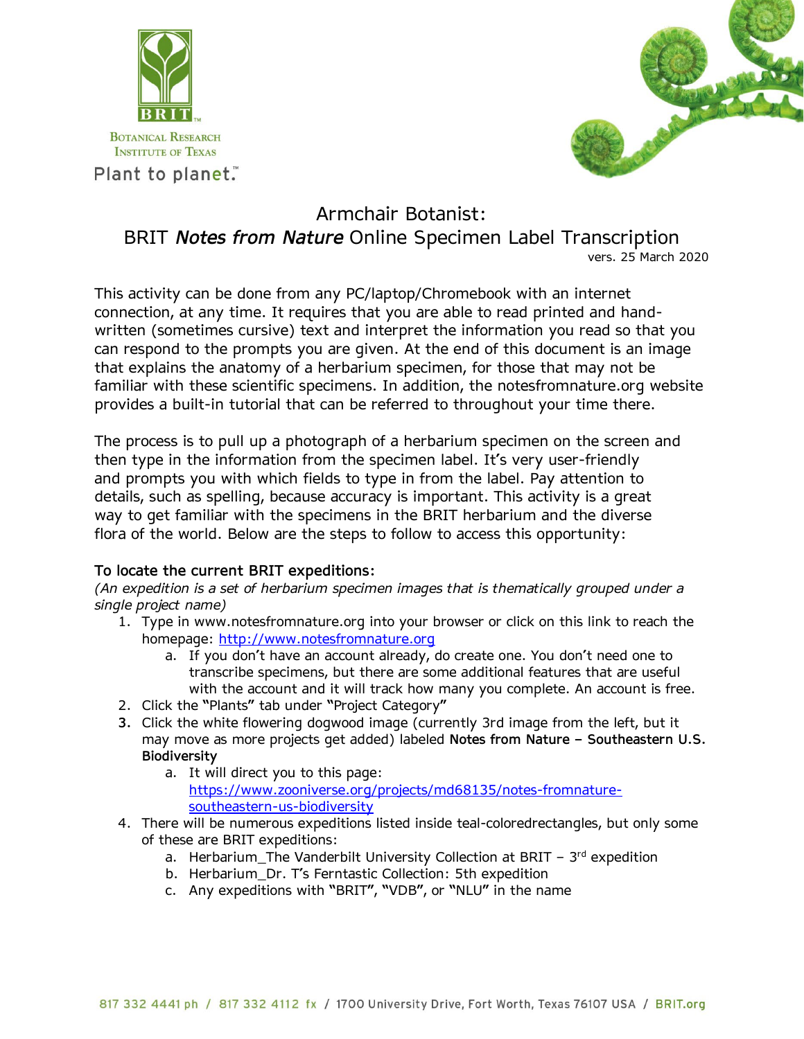BRIT

Botanical Research Institute of Texas

Plant to planet.™

# Armchair Botanist:
# BRIT *Notes from Nature* Online Specimen Label Transcription

vers. 25 March 2020

This activity can be done from any PC/laptop/Chromebook with an internet connection, at any time. It requires that you are able to read printed and hand-written (sometimes cursive) text and interpret the information you read so that you can respond to the prompts you are given. At the end of this document is an image that explains the anatomy of a herbarium specimen, for those that may not be familiar with these scientific specimens. In addition, the notesfromnature.org website provides a built-in tutorial that can be referred to throughout your time there.

The process is to pull up a photograph of a herbarium specimen on the screen and then type in the information from the specimen label. It's very user-friendly and prompts you with which fields to type in from the label. Pay attention to details, such as spelling, because accuracy is important. This activity is a great way to get familiar with the specimens in the BRIT herbarium and the diverse flora of the world. Below are the steps to follow to access this opportunity:

**To locate the current BRIT expeditions:**

*(An expedition is a set of herbarium specimen images that is thematically grouped under a single project name)*

1. Type in www.notesfromnature.org into your browser or click on this link to reach the homepage: [http://www.notesfromnature.org](http://www.notesfromnature.org)
   a. If you don't have an account already, do create one. You don't need one to transcribe specimens, but there are some additional features that are useful with the account and it will track how many you complete. An account is free.
2. Click the "Plants" tab under "Project Category"
3. Click the white flowering dogwood image (currently 3rd image from the left, but it may move as more projects get added) labeled **Notes from Nature – Southeastern U.S. Biodiversity**
   a. It will direct you to this page: [https://www.zooniverse.org/projects/md68135/notes-fromnature-southeastern-us-biodiversity](https://www.zooniverse.org/projects/md68135/notes-fromnature-southeastern-us-biodiversity)
4. There will be numerous expeditions listed inside teal-coloredrectangles, but only some of these are BRIT expeditions:
   a. Herbarium_The Vanderbilt University Collection at BRIT – 3rd expedition
   b. Herbarium_Dr. T's Ferntastic Collection: 5th expedition
   c. Any expeditions with "BRIT", "VDB", or "NLU" in the name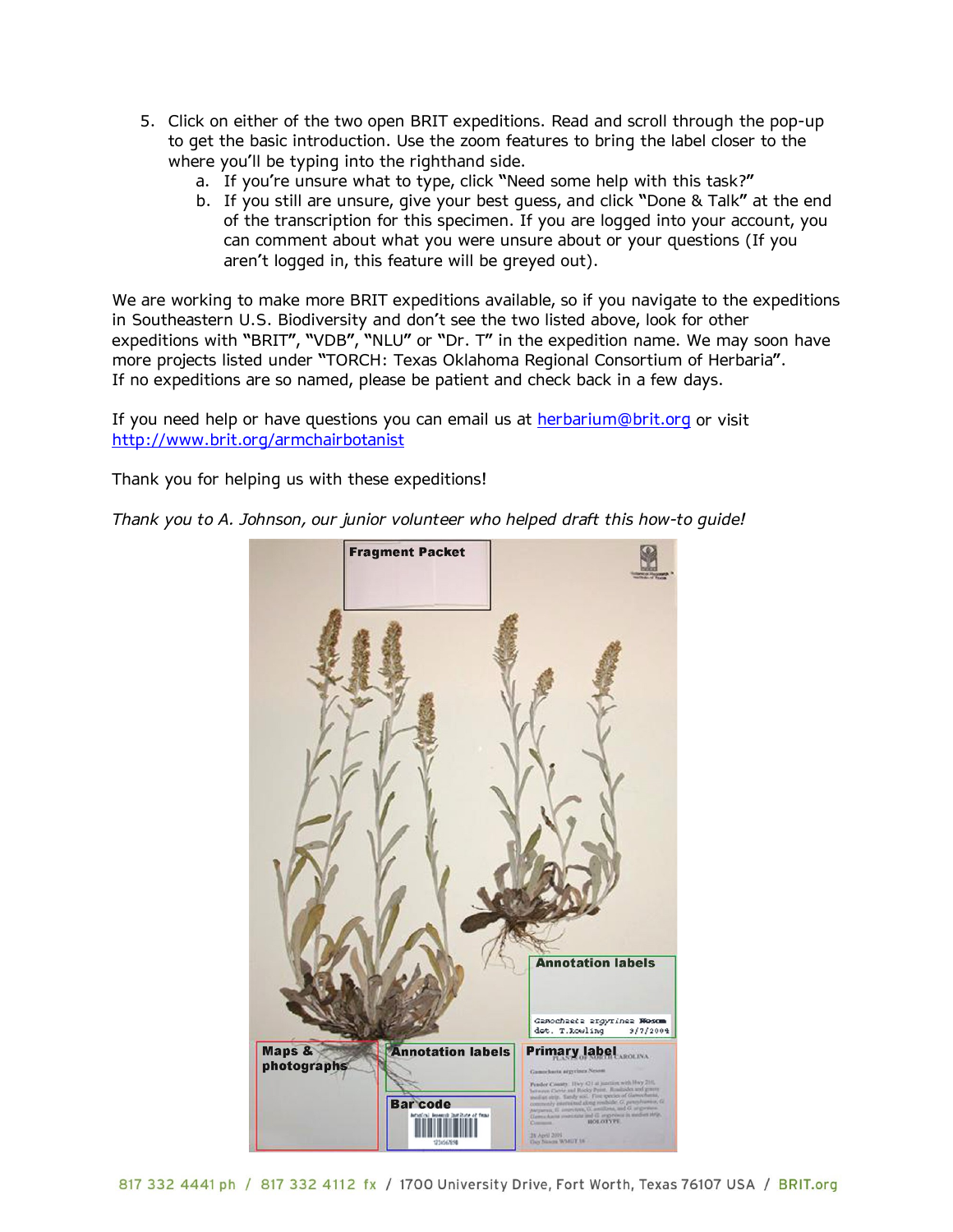5. Click on either of the two open BRIT expeditions. Read and scroll through the pop-up to get the basic introduction. Use the zoom features to bring the label closer to the where you'll be typing into the righthand side.
   a. If you're unsure what to type, click "Need some help with this task?"
   b. If you still are unsure, give your best guess, and click "Done & Talk" at the end of the transcription for this specimen. If you are logged into your account, you can comment about what you were unsure about or your questions (If you aren't logged in, this feature will be greyed out).

We are working to make more BRIT expeditions available, so if you navigate to the expeditions in Southeastern U.S. Biodiversity and don't see the two listed above, look for other expeditions with "BRIT", "VDB", "NLU" or "Dr. T" in the expedition name. We may soon have more projects listed under "TORCH: Texas Oklahoma Regional Consortium of Herbaria". If no expeditions are so named, please be patient and check back in a few days.

If you need help or have questions you can email us at herbarium@brit.org or visit http://www.brit.org/armchairbotanist

Thank you for helping us with these expeditions!

*Thank you to A. Johnson, our junior volunteer who helped draft this how-to guide!*

Fragment Packet

Annotation labels

Maps & photographs

Annotation labels

Primary label

Bar code